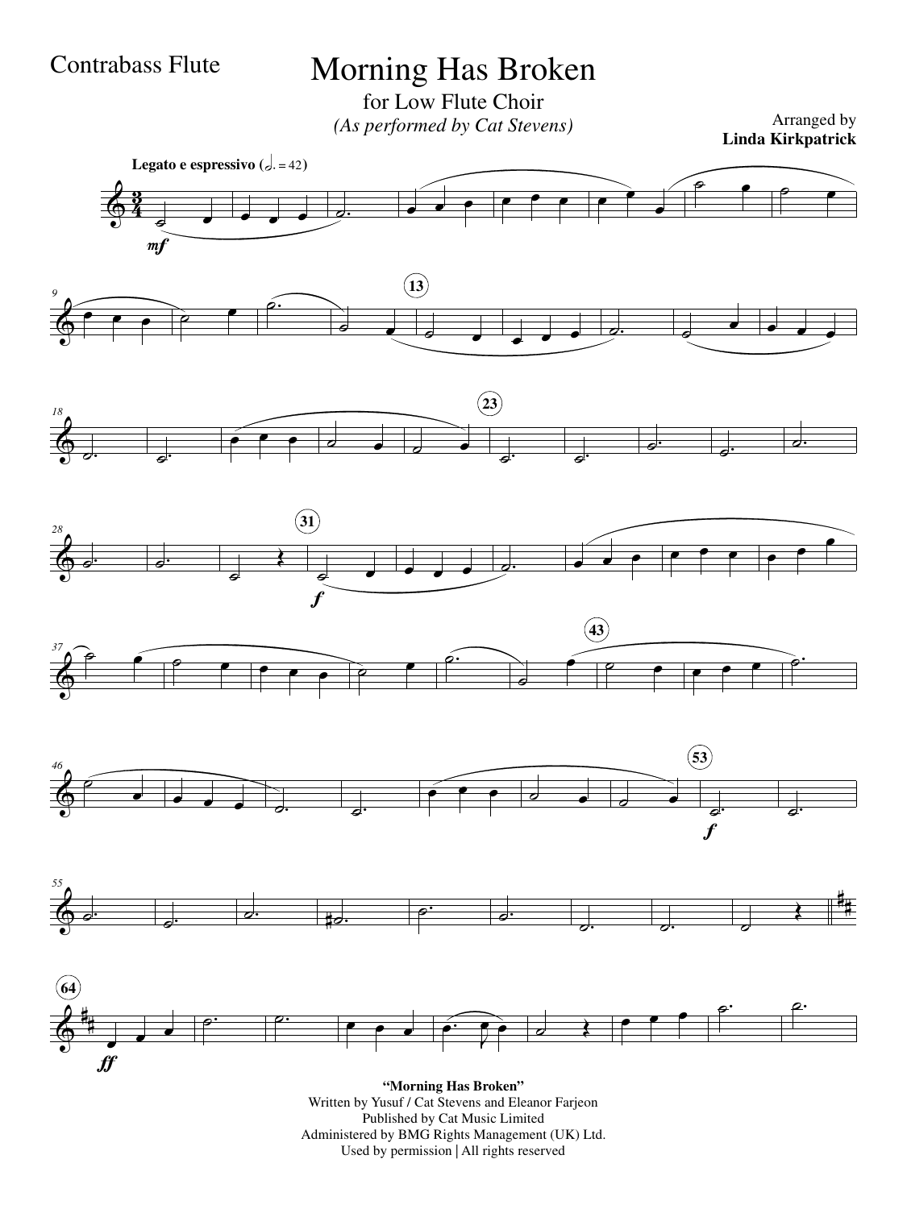Contrabass Flute

# Morning Has Broken

for Low Flute Choir

*(As performed by Cat Stevens)*

Arranged by
**Linda Kirkpatrick**

**"Morning Has Broken"**
Written by Yusuf / Cat Stevens and Eleanor Farjeon
Published by Cat Music Limited
Administered by BMG Rights Management (UK) Ltd.
Used by permission | All rights reserved